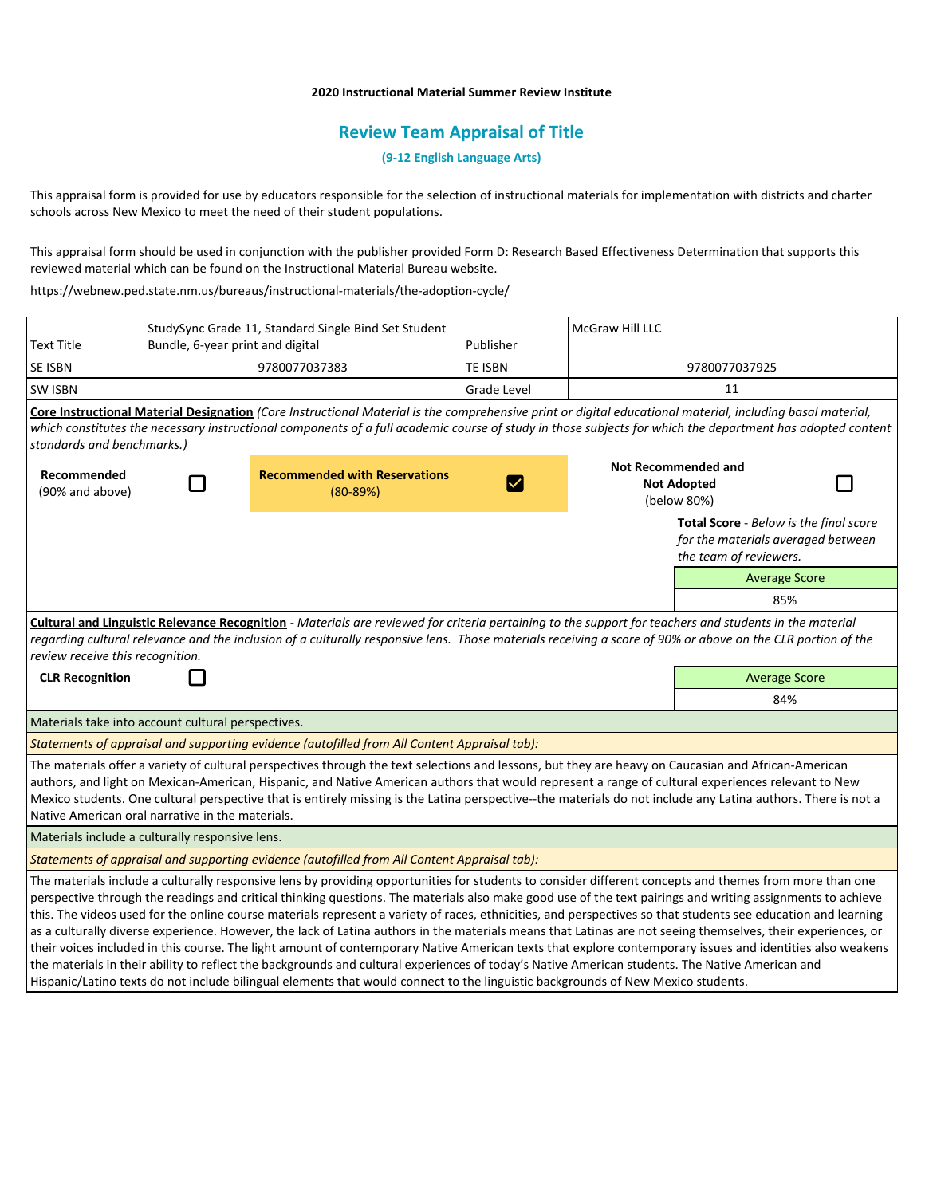**2020 Instructional Material Summer Review Institute**

# Review Team Appraisal of Title

**(9-12 English Language Arts)**

This appraisal form is provided for use by educators responsible for the selection of instructional materials for implementation with districts and charter schools across New Mexico to meet the need of their student populations.

This appraisal form should be used in conjunction with the publisher provided Form D: Research Based Effectiveness Determination that supports this reviewed material which can be found on the Instructional Material Bureau website.

https://webnew.ped.state.nm.us/bureaus/instructional-materials/the-adoption-cycle/

| Text Title | StudySync Grade 11, Standard Single Bind Set Student Bundle, 6-year print and digital | Publisher | McGraw Hill LLC |
|---|---|---|---|
| SE ISBN | 9780077037383 | TE ISBN | 9780077037925 |
| SW ISBN | | Grade Level | 11 |

**Core Instructional Material Designation** *(Core Instructional Material is the comprehensive print or digital educational material, including basal material, which constitutes the necessary instructional components of a full academic course of study in those subjects for which the department has adopted content standards and benchmarks.)*

| Recommended (90% and above) | ☐ | Recommended with Reservations (80-89%) | ☑ | Not Recommended and Not Adopted (below 80%) | ☐ |
|---|---|---|---|---|---|

**Total Score** - *Below is the final score for the materials averaged between the team of reviewers.*

| Average Score |
|---|
| 85% |

**Cultural and Linguistic Relevance Recognition** - *Materials are reviewed for criteria pertaining to the support for teachers and students in the material regarding cultural relevance and the inclusion of a culturally responsive lens. Those materials receiving a score of 90% or above on the CLR portion of the review receive this recognition.*

| CLR Recognition | ☐ | Average Score |
|---|---|---|
| | | 84% |

Materials take into account cultural perspectives.

*Statements of appraisal and supporting evidence (autofilled from All Content Appraisal tab):*

The materials offer a variety of cultural perspectives through the text selections and lessons, but they are heavy on Caucasian and African-American authors, and light on Mexican-American, Hispanic, and Native American authors that would represent a range of cultural experiences relevant to New Mexico students. One cultural perspective that is entirely missing is the Latina perspective--the materials do not include any Latina authors. There is not a Native American oral narrative in the materials.

Materials include a culturally responsive lens.

*Statements of appraisal and supporting evidence (autofilled from All Content Appraisal tab):*

The materials include a culturally responsive lens by providing opportunities for students to consider different concepts and themes from more than one perspective through the readings and critical thinking questions. The materials also make good use of the text pairings and writing assignments to achieve this. The videos used for the online course materials represent a variety of races, ethnicities, and perspectives so that students see education and learning as a culturally diverse experience. However, the lack of Latina authors in the materials means that Latinas are not seeing themselves, their experiences, or their voices included in this course. The light amount of contemporary Native American texts that explore contemporary issues and identities also weakens the materials in their ability to reflect the backgrounds and cultural experiences of today's Native American students. The Native American and Hispanic/Latino texts do not include bilingual elements that would connect to the linguistic backgrounds of New Mexico students.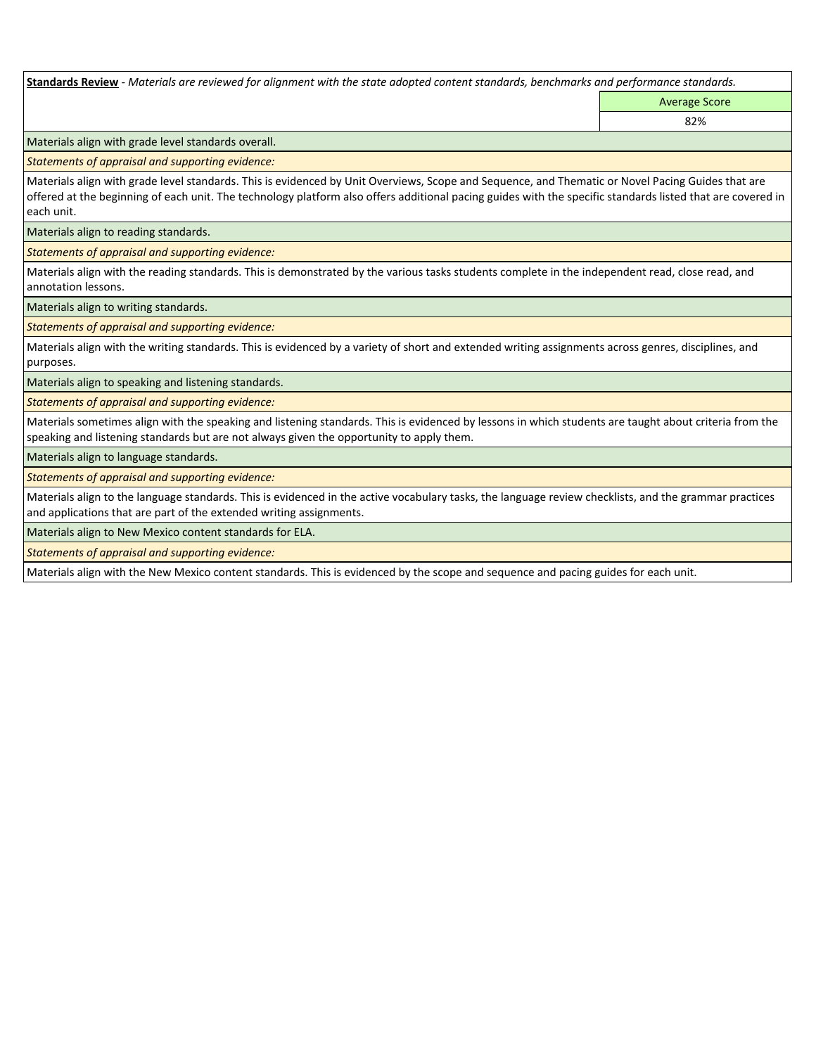**Standards Review** - *Materials are reviewed for alignment with the state adopted content standards, benchmarks and performance standards.*

| | Average Score |
|---|---|
| | 82% |

Materials align with grade level standards overall.

*Statements of appraisal and supporting evidence:*

Materials align with grade level standards. This is evidenced by Unit Overviews, Scope and Sequence, and Thematic or Novel Pacing Guides that are offered at the beginning of each unit. The technology platform also offers additional pacing guides with the specific standards listed that are covered in each unit.

Materials align to reading standards.

*Statements of appraisal and supporting evidence:*

Materials align with the reading standards. This is demonstrated by the various tasks students complete in the independent read, close read, and annotation lessons.

Materials align to writing standards.

*Statements of appraisal and supporting evidence:*

Materials align with the writing standards. This is evidenced by a variety of short and extended writing assignments across genres, disciplines, and purposes.

Materials align to speaking and listening standards.

*Statements of appraisal and supporting evidence:*

Materials sometimes align with the speaking and listening standards. This is evidenced by lessons in which students are taught about criteria from the speaking and listening standards but are not always given the opportunity to apply them.

Materials align to language standards.

*Statements of appraisal and supporting evidence:*

Materials align to the language standards. This is evidenced in the active vocabulary tasks, the language review checklists, and the grammar practices and applications that are part of the extended writing assignments.

Materials align to New Mexico content standards for ELA.

*Statements of appraisal and supporting evidence:*

Materials align with the New Mexico content standards. This is evidenced by the scope and sequence and pacing guides for each unit.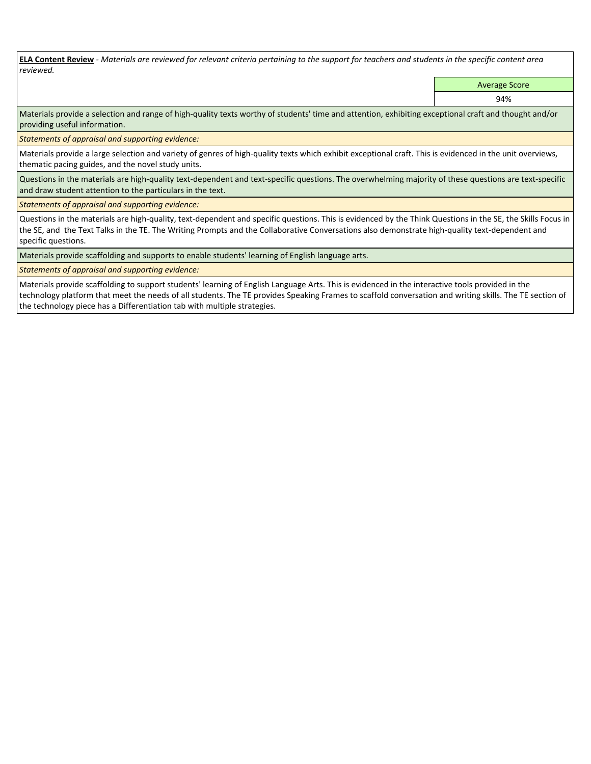**ELA Content Review** - *Materials are reviewed for relevant criteria pertaining to the support for teachers and students in the specific content area reviewed.*

| Average Score |
| --- |
| 94% |

Materials provide a selection and range of high-quality texts worthy of students' time and attention, exhibiting exceptional craft and thought and/or providing useful information.

*Statements of appraisal and supporting evidence:*

Materials provide a large selection and variety of genres of high-quality texts which exhibit exceptional craft. This is evidenced in the unit overviews, thematic pacing guides, and the novel study units.

Questions in the materials are high-quality text-dependent and text-specific questions. The overwhelming majority of these questions are text-specific and draw student attention to the particulars in the text.

*Statements of appraisal and supporting evidence:*

Questions in the materials are high-quality, text-dependent and specific questions. This is evidenced by the Think Questions in the SE, the Skills Focus in the SE, and the Text Talks in the TE. The Writing Prompts and the Collaborative Conversations also demonstrate high-quality text-dependent and specific questions.

Materials provide scaffolding and supports to enable students' learning of English language arts.

*Statements of appraisal and supporting evidence:*

Materials provide scaffolding to support students' learning of English Language Arts. This is evidenced in the interactive tools provided in the technology platform that meet the needs of all students. The TE provides Speaking Frames to scaffold conversation and writing skills. The TE section of the technology piece has a Differentiation tab with multiple strategies.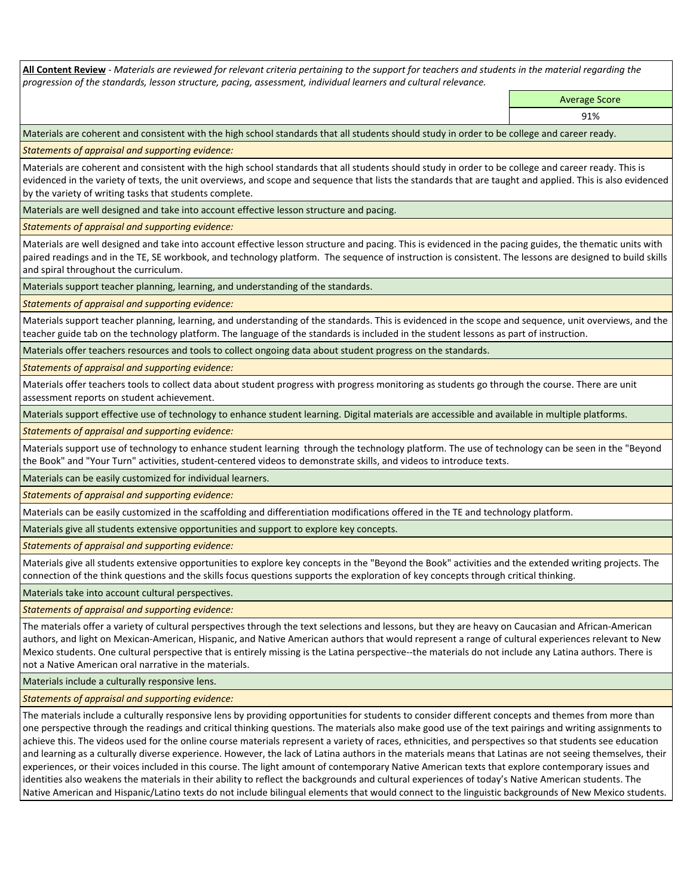**<u>All Content Review</u>** - *Materials are reviewed for relevant criteria pertaining to the support for teachers and students in the material regarding the progression of the standards, lesson structure, pacing, assessment, individual learners and cultural relevance.*

| | Average Score |
|---|---|
| | 91% |

Materials are coherent and consistent with the high school standards that all students should study in order to be college and career ready.

*Statements of appraisal and supporting evidence:*

Materials are coherent and consistent with the high school standards that all students should study in order to be college and career ready. This is evidenced in the variety of texts, the unit overviews, and scope and sequence that lists the standards that are taught and applied. This is also evidenced by the variety of writing tasks that students complete.

Materials are well designed and take into account effective lesson structure and pacing.

*Statements of appraisal and supporting evidence:*

Materials are well designed and take into account effective lesson structure and pacing. This is evidenced in the pacing guides, the thematic units with paired readings and in the TE, SE workbook, and technology platform. The sequence of instruction is consistent. The lessons are designed to build skills and spiral throughout the curriculum.

Materials support teacher planning, learning, and understanding of the standards.

*Statements of appraisal and supporting evidence:*

Materials support teacher planning, learning, and understanding of the standards. This is evidenced in the scope and sequence, unit overviews, and the teacher guide tab on the technology platform. The language of the standards is included in the student lessons as part of instruction.

Materials offer teachers resources and tools to collect ongoing data about student progress on the standards.

*Statements of appraisal and supporting evidence:*

Materials offer teachers tools to collect data about student progress with progress monitoring as students go through the course. There are unit assessment reports on student achievement.

Materials support effective use of technology to enhance student learning. Digital materials are accessible and available in multiple platforms.

*Statements of appraisal and supporting evidence:*

Materials support use of technology to enhance student learning through the technology platform. The use of technology can be seen in the "Beyond the Book" and "Your Turn" activities, student-centered videos to demonstrate skills, and videos to introduce texts.

Materials can be easily customized for individual learners.

*Statements of appraisal and supporting evidence:*

Materials can be easily customized in the scaffolding and differentiation modifications offered in the TE and technology platform.

Materials give all students extensive opportunities and support to explore key concepts.

*Statements of appraisal and supporting evidence:*

Materials give all students extensive opportunities to explore key concepts in the "Beyond the Book" activities and the extended writing projects. The connection of the think questions and the skills focus questions supports the exploration of key concepts through critical thinking.

Materials take into account cultural perspectives.

*Statements of appraisal and supporting evidence:*

The materials offer a variety of cultural perspectives through the text selections and lessons, but they are heavy on Caucasian and African-American authors, and light on Mexican-American, Hispanic, and Native American authors that would represent a range of cultural experiences relevant to New Mexico students. One cultural perspective that is entirely missing is the Latina perspective--the materials do not include any Latina authors. There is not a Native American oral narrative in the materials.

Materials include a culturally responsive lens.

*Statements of appraisal and supporting evidence:*

The materials include a culturally responsive lens by providing opportunities for students to consider different concepts and themes from more than one perspective through the readings and critical thinking questions. The materials also make good use of the text pairings and writing assignments to achieve this. The videos used for the online course materials represent a variety of races, ethnicities, and perspectives so that students see education and learning as a culturally diverse experience. However, the lack of Latina authors in the materials means that Latinas are not seeing themselves, their experiences, or their voices included in this course. The light amount of contemporary Native American texts that explore contemporary issues and identities also weakens the materials in their ability to reflect the backgrounds and cultural experiences of today's Native American students. The Native American and Hispanic/Latino texts do not include bilingual elements that would connect to the linguistic backgrounds of New Mexico students.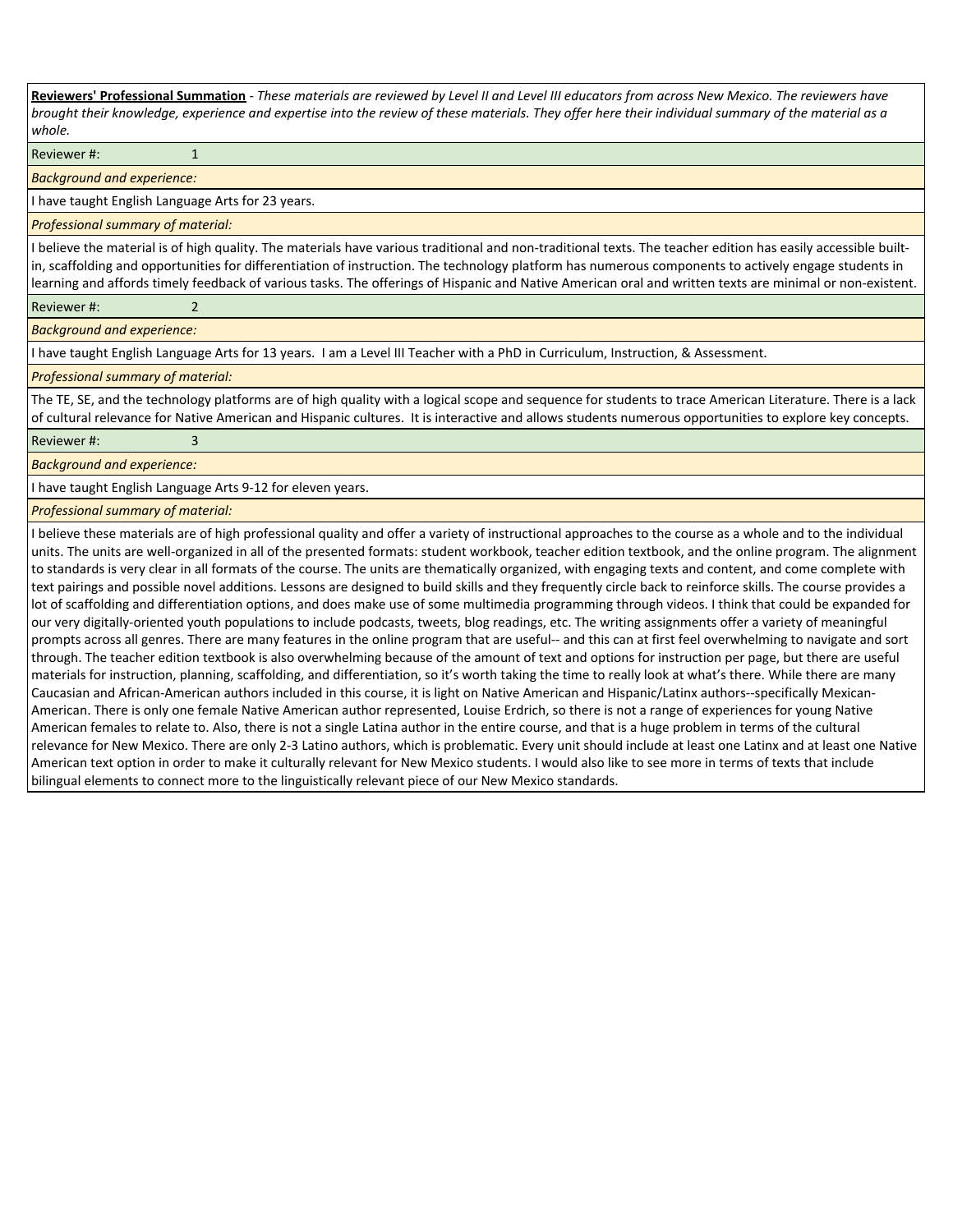**Reviewers' Professional Summation** - *These materials are reviewed by Level II and Level III educators from across New Mexico. The reviewers have brought their knowledge, experience and expertise into the review of these materials. They offer here their individual summary of the material as a whole.*

Reviewer #: 1

*Background and experience:*

I have taught English Language Arts for 23 years.

*Professional summary of material:*

I believe the material is of high quality. The materials have various traditional and non-traditional texts. The teacher edition has easily accessible built-in, scaffolding and opportunities for differentiation of instruction. The technology platform has numerous components to actively engage students in learning and affords timely feedback of various tasks. The offerings of Hispanic and Native American oral and written texts are minimal or non-existent.

Reviewer #: 2

*Background and experience:*

I have taught English Language Arts for 13 years. I am a Level III Teacher with a PhD in Curriculum, Instruction, & Assessment.

*Professional summary of material:*

The TE, SE, and the technology platforms are of high quality with a logical scope and sequence for students to trace American Literature. There is a lack of cultural relevance for Native American and Hispanic cultures. It is interactive and allows students numerous opportunities to explore key concepts.

Reviewer #: 3

*Background and experience:*

I have taught English Language Arts 9-12 for eleven years.

*Professional summary of material:*

I believe these materials are of high professional quality and offer a variety of instructional approaches to the course as a whole and to the individual units. The units are well-organized in all of the presented formats: student workbook, teacher edition textbook, and the online program. The alignment to standards is very clear in all formats of the course. The units are thematically organized, with engaging texts and content, and come complete with text pairings and possible novel additions. Lessons are designed to build skills and they frequently circle back to reinforce skills. The course provides a lot of scaffolding and differentiation options, and does make use of some multimedia programming through videos. I think that could be expanded for our very digitally-oriented youth populations to include podcasts, tweets, blog readings, etc. The writing assignments offer a variety of meaningful prompts across all genres. There are many features in the online program that are useful-- and this can at first feel overwhelming to navigate and sort through. The teacher edition textbook is also overwhelming because of the amount of text and options for instruction per page, but there are useful materials for instruction, planning, scaffolding, and differentiation, so it's worth taking the time to really look at what's there. While there are many Caucasian and African-American authors included in this course, it is light on Native American and Hispanic/Latinx authors--specifically Mexican-American. There is only one female Native American author represented, Louise Erdrich, so there is not a range of experiences for young Native American females to relate to. Also, there is not a single Latina author in the entire course, and that is a huge problem in terms of the cultural relevance for New Mexico. There are only 2-3 Latino authors, which is problematic. Every unit should include at least one Latinx and at least one Native American text option in order to make it culturally relevant for New Mexico students. I would also like to see more in terms of texts that include bilingual elements to connect more to the linguistically relevant piece of our New Mexico standards.